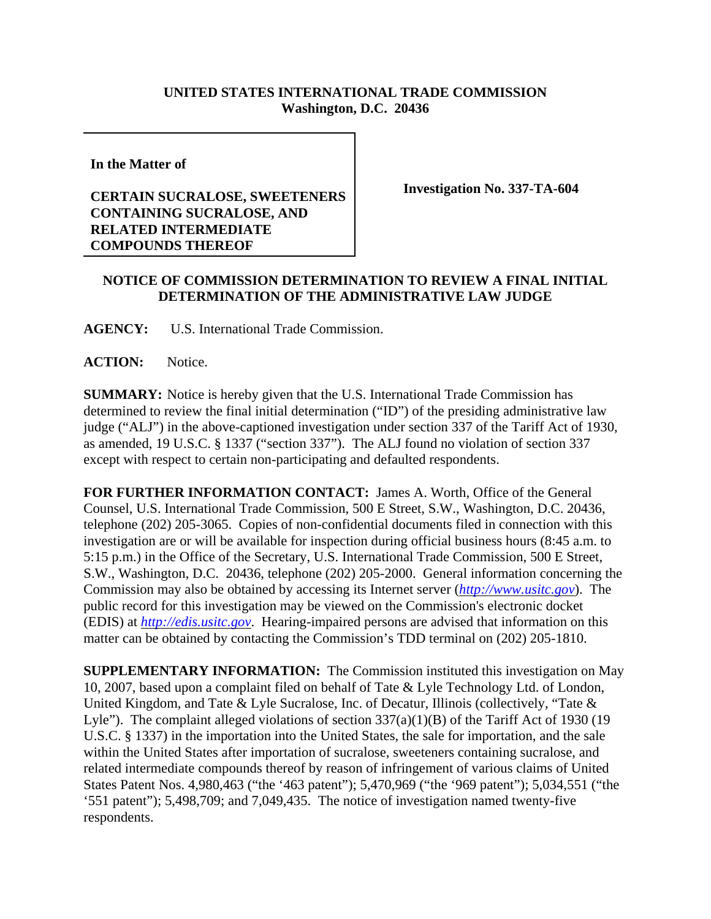**UNITED STATES INTERNATIONAL TRADE COMMISSION**
**Washington, D.C. 20436**

**In the Matter of**

**CERTAIN SUCRALOSE, SWEETENERS CONTAINING SUCRALOSE, AND RELATED INTERMEDIATE COMPOUNDS THEREOF**

**Investigation No. 337-TA-604**

**NOTICE OF COMMISSION DETERMINATION TO REVIEW A FINAL INITIAL DETERMINATION OF THE ADMINISTRATIVE LAW JUDGE**

**AGENCY:** U.S. International Trade Commission.

**ACTION:** Notice.

**SUMMARY:** Notice is hereby given that the U.S. International Trade Commission has determined to review the final initial determination ("ID") of the presiding administrative law judge ("ALJ") in the above-captioned investigation under section 337 of the Tariff Act of 1930, as amended, 19 U.S.C. § 1337 ("section 337"). The ALJ found no violation of section 337 except with respect to certain non-participating and defaulted respondents.

**FOR FURTHER INFORMATION CONTACT:** James A. Worth, Office of the General Counsel, U.S. International Trade Commission, 500 E Street, S.W., Washington, D.C. 20436, telephone (202) 205-3065. Copies of non-confidential documents filed in connection with this investigation are or will be available for inspection during official business hours (8:45 a.m. to 5:15 p.m.) in the Office of the Secretary, U.S. International Trade Commission, 500 E Street, S.W., Washington, D.C. 20436, telephone (202) 205-2000. General information concerning the Commission may also be obtained by accessing its Internet server (*http://www.usitc.gov*). The public record for this investigation may be viewed on the Commission's electronic docket (EDIS) at *http://edis.usitc.gov*. Hearing-impaired persons are advised that information on this matter can be obtained by contacting the Commission's TDD terminal on (202) 205-1810.

**SUPPLEMENTARY INFORMATION:** The Commission instituted this investigation on May 10, 2007, based upon a complaint filed on behalf of Tate & Lyle Technology Ltd. of London, United Kingdom, and Tate & Lyle Sucralose, Inc. of Decatur, Illinois (collectively, "Tate & Lyle"). The complaint alleged violations of section 337(a)(1)(B) of the Tariff Act of 1930 (19 U.S.C. § 1337) in the importation into the United States, the sale for importation, and the sale within the United States after importation of sucralose, sweeteners containing sucralose, and related intermediate compounds thereof by reason of infringement of various claims of United States Patent Nos. 4,980,463 ("the '463 patent"); 5,470,969 ("the '969 patent"); 5,034,551 ("the '551 patent"); 5,498,709; and 7,049,435. The notice of investigation named twenty-five respondents.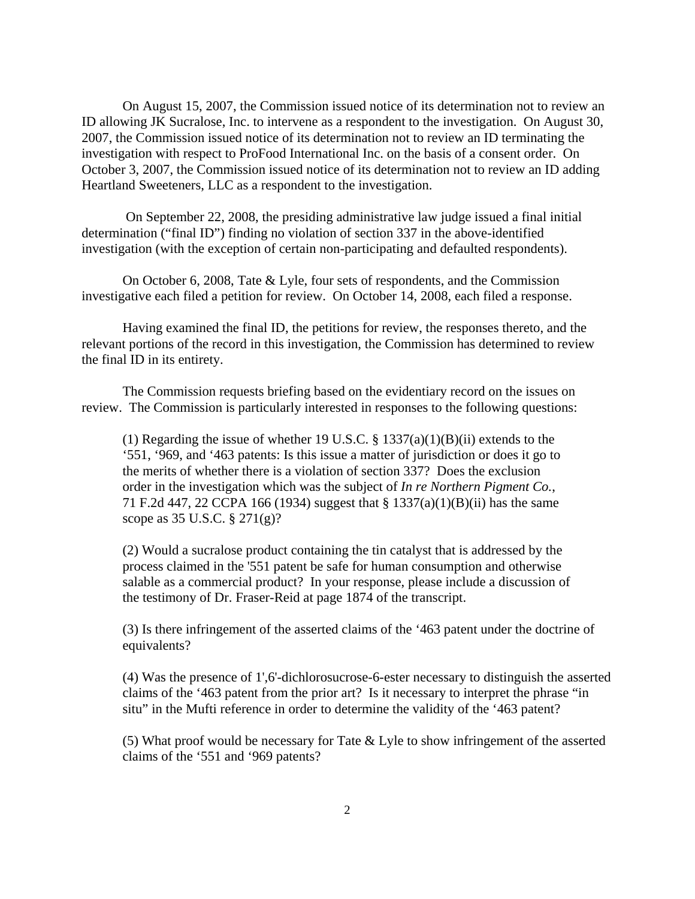On August 15, 2007, the Commission issued notice of its determination not to review an ID allowing JK Sucralose, Inc. to intervene as a respondent to the investigation. On August 30, 2007, the Commission issued notice of its determination not to review an ID terminating the investigation with respect to ProFood International Inc. on the basis of a consent order. On October 3, 2007, the Commission issued notice of its determination not to review an ID adding Heartland Sweeteners, LLC as a respondent to the investigation.

On September 22, 2008, the presiding administrative law judge issued a final initial determination ("final ID") finding no violation of section 337 in the above-identified investigation (with the exception of certain non-participating and defaulted respondents).

On October 6, 2008, Tate & Lyle, four sets of respondents, and the Commission investigative each filed a petition for review. On October 14, 2008, each filed a response.

Having examined the final ID, the petitions for review, the responses thereto, and the relevant portions of the record in this investigation, the Commission has determined to review the final ID in its entirety.

The Commission requests briefing based on the evidentiary record on the issues on review. The Commission is particularly interested in responses to the following questions:

(1) Regarding the issue of whether 19 U.S.C. § 1337(a)(1)(B)(ii) extends to the '551, '969, and '463 patents: Is this issue a matter of jurisdiction or does it go to the merits of whether there is a violation of section 337? Does the exclusion order in the investigation which was the subject of *In re Northern Pigment Co.*, 71 F.2d 447, 22 CCPA 166 (1934) suggest that § 1337(a)(1)(B)(ii) has the same scope as 35 U.S.C. § 271(g)?

(2) Would a sucralose product containing the tin catalyst that is addressed by the process claimed in the '551 patent be safe for human consumption and otherwise salable as a commercial product? In your response, please include a discussion of the testimony of Dr. Fraser-Reid at page 1874 of the transcript.

(3) Is there infringement of the asserted claims of the '463 patent under the doctrine of equivalents?

(4) Was the presence of 1',6'-dichlorosucrose-6-ester necessary to distinguish the asserted claims of the '463 patent from the prior art? Is it necessary to interpret the phrase "in situ" in the Mufti reference in order to determine the validity of the '463 patent?

(5) What proof would be necessary for Tate & Lyle to show infringement of the asserted claims of the '551 and '969 patents?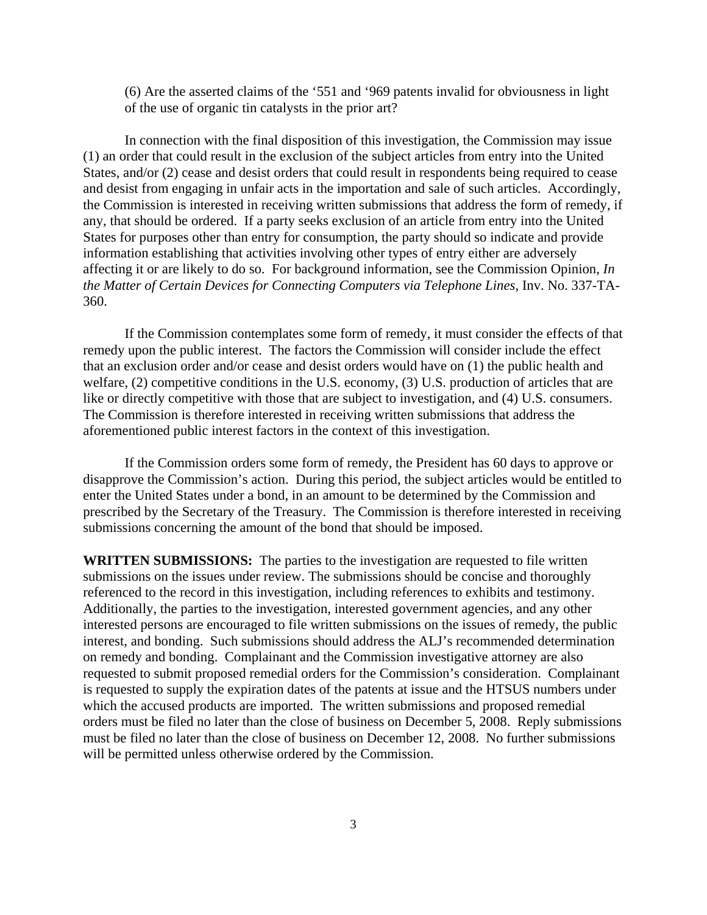(6) Are the asserted claims of the '551 and '969 patents invalid for obviousness in light of the use of organic tin catalysts in the prior art?

In connection with the final disposition of this investigation, the Commission may issue (1) an order that could result in the exclusion of the subject articles from entry into the United States, and/or (2) cease and desist orders that could result in respondents being required to cease and desist from engaging in unfair acts in the importation and sale of such articles. Accordingly, the Commission is interested in receiving written submissions that address the form of remedy, if any, that should be ordered. If a party seeks exclusion of an article from entry into the United States for purposes other than entry for consumption, the party should so indicate and provide information establishing that activities involving other types of entry either are adversely affecting it or are likely to do so. For background information, see the Commission Opinion, *In the Matter of Certain Devices for Connecting Computers via Telephone Lines*, Inv. No. 337-TA-360.

If the Commission contemplates some form of remedy, it must consider the effects of that remedy upon the public interest. The factors the Commission will consider include the effect that an exclusion order and/or cease and desist orders would have on (1) the public health and welfare, (2) competitive conditions in the U.S. economy, (3) U.S. production of articles that are like or directly competitive with those that are subject to investigation, and (4) U.S. consumers. The Commission is therefore interested in receiving written submissions that address the aforementioned public interest factors in the context of this investigation.

If the Commission orders some form of remedy, the President has 60 days to approve or disapprove the Commission's action. During this period, the subject articles would be entitled to enter the United States under a bond, in an amount to be determined by the Commission and prescribed by the Secretary of the Treasury. The Commission is therefore interested in receiving submissions concerning the amount of the bond that should be imposed.

**WRITTEN SUBMISSIONS:** The parties to the investigation are requested to file written submissions on the issues under review. The submissions should be concise and thoroughly referenced to the record in this investigation, including references to exhibits and testimony. Additionally, the parties to the investigation, interested government agencies, and any other interested persons are encouraged to file written submissions on the issues of remedy, the public interest, and bonding. Such submissions should address the ALJ's recommended determination on remedy and bonding. Complainant and the Commission investigative attorney are also requested to submit proposed remedial orders for the Commission's consideration. Complainant is requested to supply the expiration dates of the patents at issue and the HTSUS numbers under which the accused products are imported. The written submissions and proposed remedial orders must be filed no later than the close of business on December 5, 2008. Reply submissions must be filed no later than the close of business on December 12, 2008. No further submissions will be permitted unless otherwise ordered by the Commission.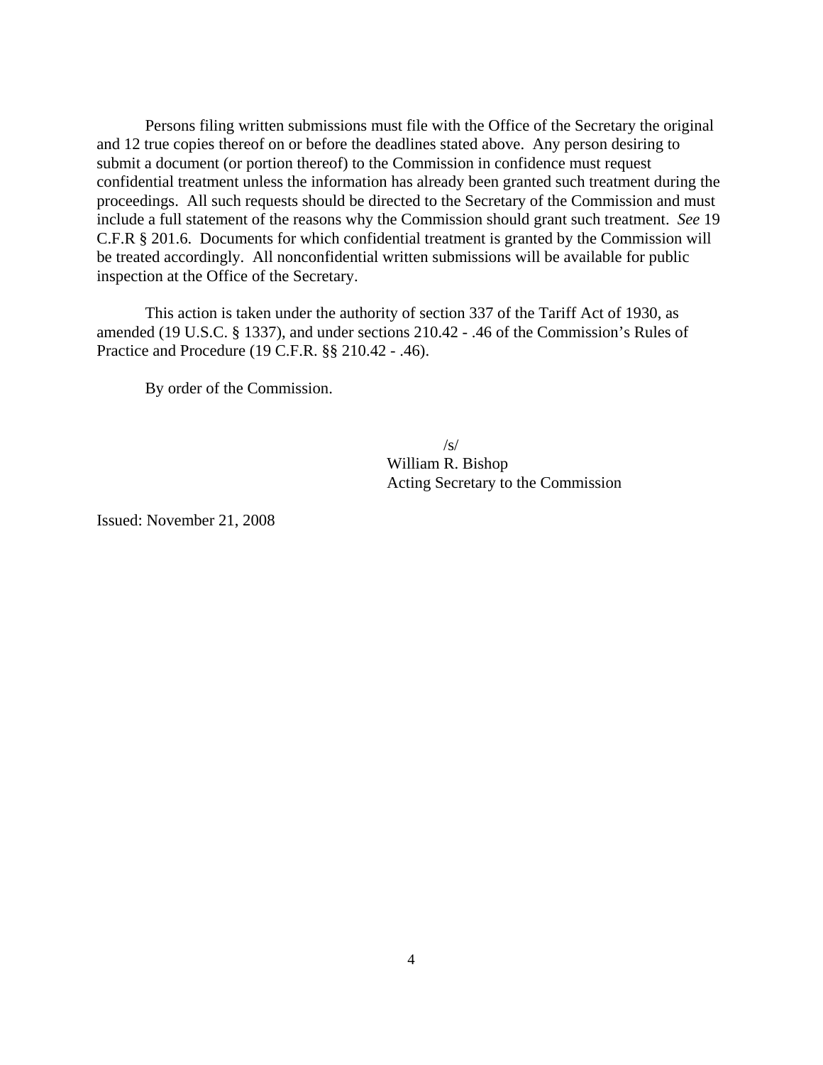Persons filing written submissions must file with the Office of the Secretary the original and 12 true copies thereof on or before the deadlines stated above. Any person desiring to submit a document (or portion thereof) to the Commission in confidence must request confidential treatment unless the information has already been granted such treatment during the proceedings. All such requests should be directed to the Secretary of the Commission and must include a full statement of the reasons why the Commission should grant such treatment. *See* 19 C.F.R § 201.6. Documents for which confidential treatment is granted by the Commission will be treated accordingly. All nonconfidential written submissions will be available for public inspection at the Office of the Secretary.

This action is taken under the authority of section 337 of the Tariff Act of 1930, as amended (19 U.S.C. § 1337), and under sections 210.42 - .46 of the Commission's Rules of Practice and Procedure (19 C.F.R. §§ 210.42 - .46).

By order of the Commission.

/s/
William R. Bishop
Acting Secretary to the Commission

Issued: November 21, 2008